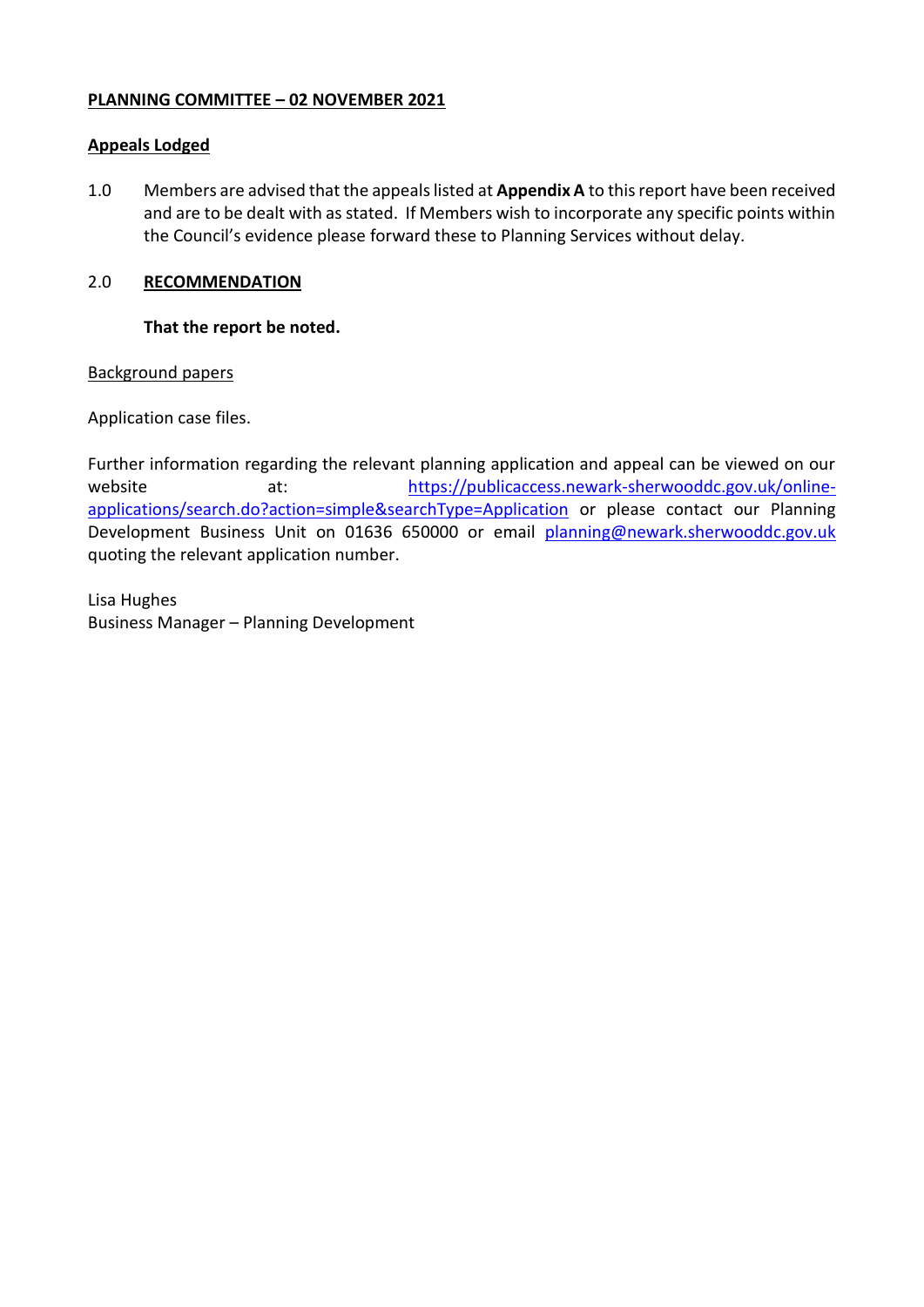**PLANNING COMMITTEE – 02 NOVEMBER 2021**

**Appeals Lodged**

1.0 Members are advised that the appeals listed at **Appendix A** to this report have been received and are to be dealt with as stated. If Members wish to incorporate any specific points within the Council's evidence please forward these to Planning Services without delay.

2.0 **RECOMMENDATION**

**That the report be noted.**

Background papers

Application case files.

Further information regarding the relevant planning application and appeal can be viewed on our website at: [https://publicaccess.newark-sherwooddc.gov.uk/online-applications/search.do?action=simple&searchType=Application](https://publicaccess.newark-sherwooddc.gov.uk/online-applications/search.do?action=simple&searchType=Application) or please contact our Planning Development Business Unit on 01636 650000 or email [planning@newark.sherwooddc.gov.uk](mailto:planning@newark.sherwooddc.gov.uk) quoting the relevant application number.

Lisa Hughes
Business Manager – Planning Development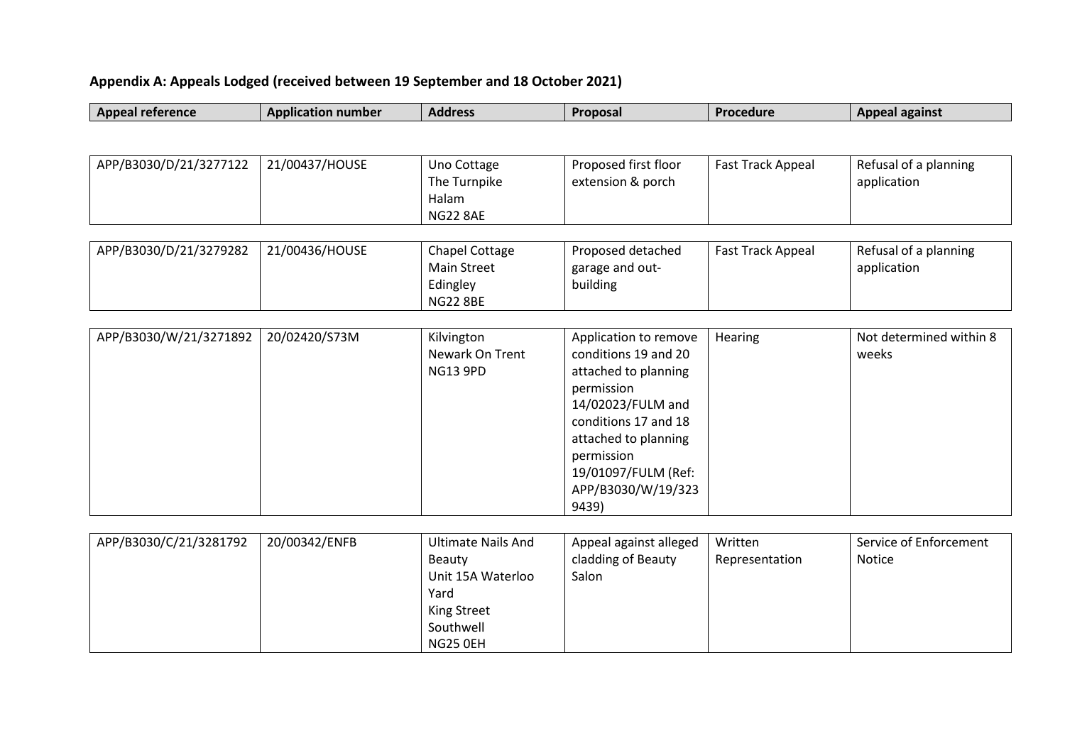## Appendix A: Appeals Lodged (received between 19 September and 18 October 2021)

| Appeal reference | Application number | Address | Proposal | Procedure | Appeal against |
|---|---|---|---|---|---|
| APP/B3030/D/21/3277122 | 21/00437/HOUSE | Uno Cottage<br>The Turnpike<br>Halam<br>NG22 8AE | Proposed first floor extension & porch | Fast Track Appeal | Refusal of a planning application |
| APP/B3030/D/21/3279282 | 21/00436/HOUSE | Chapel Cottage<br>Main Street<br>Edingley<br>NG22 8BE | Proposed detached garage and out-building | Fast Track Appeal | Refusal of a planning application |
| APP/B3030/W/21/3271892 | 20/02420/S73M | Kilvington<br>Newark On Trent<br>NG13 9PD | Application to remove conditions 19 and 20 attached to planning permission 14/02023/FULM and conditions 17 and 18 attached to planning permission 19/01097/FULM (Ref: APP/B3030/W/19/3239439) | Hearing | Not determined within 8 weeks |
| APP/B3030/C/21/3281792 | 20/00342/ENFB | Ultimate Nails And Beauty<br>Unit 15A Waterloo Yard<br>King Street<br>Southwell<br>NG25 0EH | Appeal against alleged cladding of Beauty Salon | Written Representation | Service of Enforcement Notice |